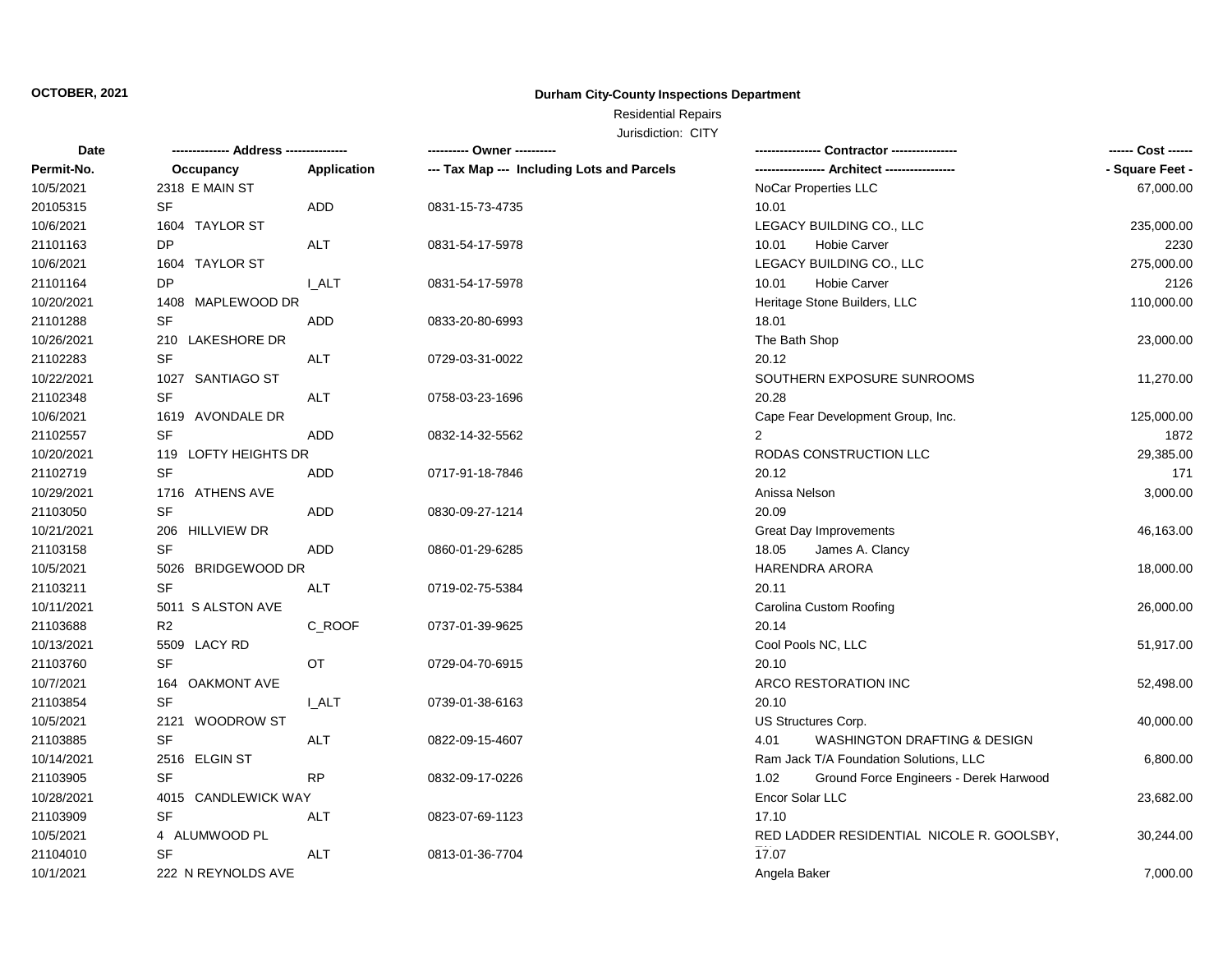**OCTOBER, 2021**

**Durham City-County Inspections Department**

Residential Repairs

Jurisdiction: CITY

| Date | -------------- Address -------------- | | ---------- Owner ---------- | ---------------- Contractor ---------------- | ------ Cost ------ |
|---|---|---|---|---|---|
| Permit-No. | Occupancy | Application | --- Tax Map --- Including Lots and Parcels | ----------------- Architect ----------------- | - Square Feet - |
| 10/5/2021 | 2318 E MAIN ST | | | NoCar Properties LLC | 67,000.00 |
| 20105315 | SF | ADD | 0831-15-73-4735 | 10.01 | |
| 10/6/2021 | 1604 TAYLOR ST | | | LEGACY BUILDING CO., LLC | 235,000.00 |
| 21101163 | DP | ALT | 0831-54-17-5978 | 10.01 Hobie Carver | 2230 |
| 10/6/2021 | 1604 TAYLOR ST | | | LEGACY BUILDING CO., LLC | 275,000.00 |
| 21101164 | DP | I_ALT | 0831-54-17-5978 | 10.01 Hobie Carver | 2126 |
| 10/20/2021 | 1408 MAPLEWOOD DR | | | Heritage Stone Builders, LLC | 110,000.00 |
| 21101288 | SF | ADD | 0833-20-80-6993 | 18.01 | |
| 10/26/2021 | 210 LAKESHORE DR | | | The Bath Shop | 23,000.00 |
| 21102283 | SF | ALT | 0729-03-31-0022 | 20.12 | |
| 10/22/2021 | 1027 SANTIAGO ST | | | SOUTHERN EXPOSURE SUNROOMS | 11,270.00 |
| 21102348 | SF | ALT | 0758-03-23-1696 | 20.28 | |
| 10/6/2021 | 1619 AVONDALE DR | | | Cape Fear Development Group, Inc. | 125,000.00 |
| 21102557 | SF | ADD | 0832-14-32-5562 | 2 | 1872 |
| 10/20/2021 | 119 LOFTY HEIGHTS DR | | | RODAS CONSTRUCTION LLC | 29,385.00 |
| 21102719 | SF | ADD | 0717-91-18-7846 | 20.12 | 171 |
| 10/29/2021 | 1716 ATHENS AVE | | | Anissa Nelson | 3,000.00 |
| 21103050 | SF | ADD | 0830-09-27-1214 | 20.09 | |
| 10/21/2021 | 206 HILLVIEW DR | | | Great Day Improvements | 46,163.00 |
| 21103158 | SF | ADD | 0860-01-29-6285 | 18.05 James A. Clancy | |
| 10/5/2021 | 5026 BRIDGEWOOD DR | | | HARENDRA ARORA | 18,000.00 |
| 21103211 | SF | ALT | 0719-02-75-5384 | 20.11 | |
| 10/11/2021 | 5011 S ALSTON AVE | | | Carolina Custom Roofing | 26,000.00 |
| 21103688 | R2 | C_ROOF | 0737-01-39-9625 | 20.14 | |
| 10/13/2021 | 5509 LACY RD | | | Cool Pools NC, LLC | 51,917.00 |
| 21103760 | SF | OT | 0729-04-70-6915 | 20.10 | |
| 10/7/2021 | 164 OAKMONT AVE | | | ARCO RESTORATION INC | 52,498.00 |
| 21103854 | SF | I_ALT | 0739-01-38-6163 | 20.10 | |
| 10/5/2021 | 2121 WOODROW ST | | | US Structures Corp. | 40,000.00 |
| 21103885 | SF | ALT | 0822-09-15-4607 | 4.01 WASHINGTON DRAFTING & DESIGN | |
| 10/14/2021 | 2516 ELGIN ST | | | Ram Jack T/A Foundation Solutions, LLC | 6,800.00 |
| 21103905 | SF | RP | 0832-09-17-0226 | 1.02 Ground Force Engineers - Derek Harwood | |
| 10/28/2021 | 4015 CANDLEWICK WAY | | | Encor Solar LLC | 23,682.00 |
| 21103909 | SF | ALT | 0823-07-69-1123 | 17.10 | |
| 10/5/2021 | 4 ALUMWOOD PL | | | RED LADDER RESIDENTIAL NICOLE R. GOOLSBY, | 30,244.00 |
| 21104010 | SF | ALT | 0813-01-36-7704 | 17.07 | |
| 10/1/2021 | 222 N REYNOLDS AVE | | | Angela Baker | 7,000.00 |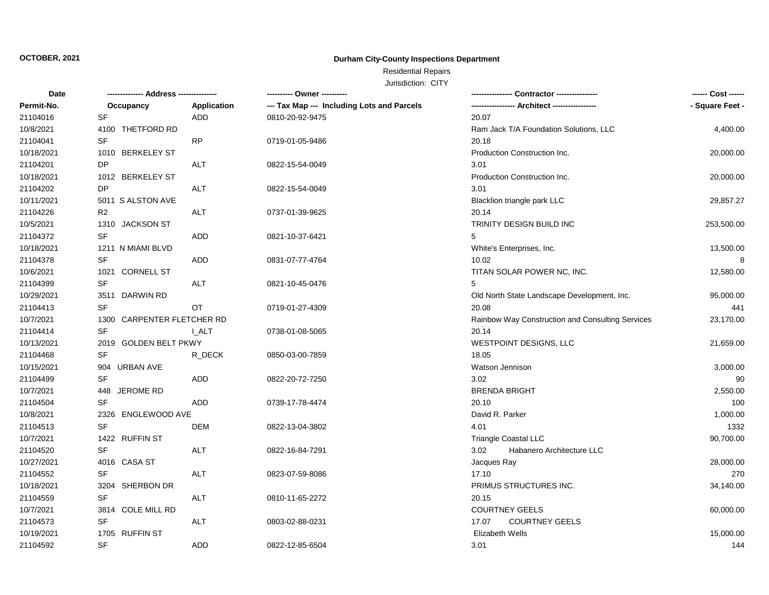**OCTOBER, 2021**

# Durham City-County Inspections Department

Residential Repairs

Jurisdiction: CITY

| Date / Permit-No. | Address / Occupancy | Application | Owner / Tax Map --- Including Lots and Parcels | Contractor / Architect | Cost / Square Feet |
|---|---|---|---|---|---|
| 21104016 | SF | ADD | 0810-20-92-9475 | 20.07 | |
| 10/8/2021 | 4100 THETFORD RD | | | Ram Jack T/A Foundation Solutions, LLC | 4,400.00 |
| 21104041 | SF | RP | 0719-01-05-9486 | 20.18 | |
| 10/18/2021 | 1010 BERKELEY ST | | | Production Construction Inc. | 20,000.00 |
| 21104201 | DP | ALT | 0822-15-54-0049 | 3.01 | |
| 10/18/2021 | 1012 BERKELEY ST | | | Production Construction Inc. | 20,000.00 |
| 21104202 | DP | ALT | 0822-15-54-0049 | 3.01 | |
| 10/11/2021 | 5011 S ALSTON AVE | | | Blacklion triangle park LLC | 29,857.27 |
| 21104226 | R2 | ALT | 0737-01-39-9625 | 20.14 | |
| 10/5/2021 | 1310 JACKSON ST | | | TRINITY DESIGN BUILD INC | 253,500.00 |
| 21104372 | SF | ADD | 0821-10-37-6421 | 5 | |
| 10/18/2021 | 1211 N MIAMI BLVD | | | White's Enterprises, Inc. | 13,500.00 |
| 21104378 | SF | ADD | 0831-07-77-4764 | 10.02 | 8 |
| 10/6/2021 | 1021 CORNELL ST | | | TITAN SOLAR POWER NC, INC. | 12,580.00 |
| 21104399 | SF | ALT | 0821-10-45-0476 | 5 | |
| 10/29/2021 | 3511 DARWIN RD | | | Old North State Landscape Development, Inc. | 95,000.00 |
| 21104413 | SF | OT | 0719-01-27-4309 | 20.08 | 441 |
| 10/7/2021 | 1300 CARPENTER FLETCHER RD | | | Rainbow Way Construction and Consulting Services | 23,170.00 |
| 21104414 | SF | I_ALT | 0738-01-08-5065 | 20.14 | |
| 10/13/2021 | 2019 GOLDEN BELT PKWY | | | WESTPOINT DESIGNS, LLC | 21,659.00 |
| 21104468 | SF | R_DECK | 0850-03-00-7859 | 18.05 | |
| 10/15/2021 | 904 URBAN AVE | | | Watson Jennison | 3,000.00 |
| 21104499 | SF | ADD | 0822-20-72-7250 | 3.02 | 90 |
| 10/7/2021 | 448 JEROME RD | | | BRENDA BRIGHT | 2,550.00 |
| 21104504 | SF | ADD | 0739-17-78-4474 | 20.10 | 100 |
| 10/8/2021 | 2326 ENGLEWOOD AVE | | | David R. Parker | 1,000.00 |
| 21104513 | SF | DEM | 0822-13-04-3802 | 4.01 | 1332 |
| 10/7/2021 | 1422 RUFFIN ST | | | Triangle Coastal LLC | 90,700.00 |
| 21104520 | SF | ALT | 0822-16-84-7291 | 3.02 Habanero Architecture LLC | |
| 10/27/2021 | 4016 CASA ST | | | Jacques Ray | 28,000.00 |
| 21104552 | SF | ALT | 0823-07-59-8086 | 17.10 | 270 |
| 10/18/2021 | 3204 SHERBON DR | | | PRIMUS STRUCTURES INC. | 34,140.00 |
| 21104559 | SF | ALT | 0810-11-65-2272 | 20.15 | |
| 10/7/2021 | 3814 COLE MILL RD | | | COURTNEY GEELS | 60,000.00 |
| 21104573 | SF | ALT | 0803-02-88-0231 | 17.07 COURTNEY GEELS | |
| 10/19/2021 | 1705 RUFFIN ST | | | Elizabeth Wells | 15,000.00 |
| 21104592 | SF | ADD | 0822-12-85-6504 | 3.01 | 144 |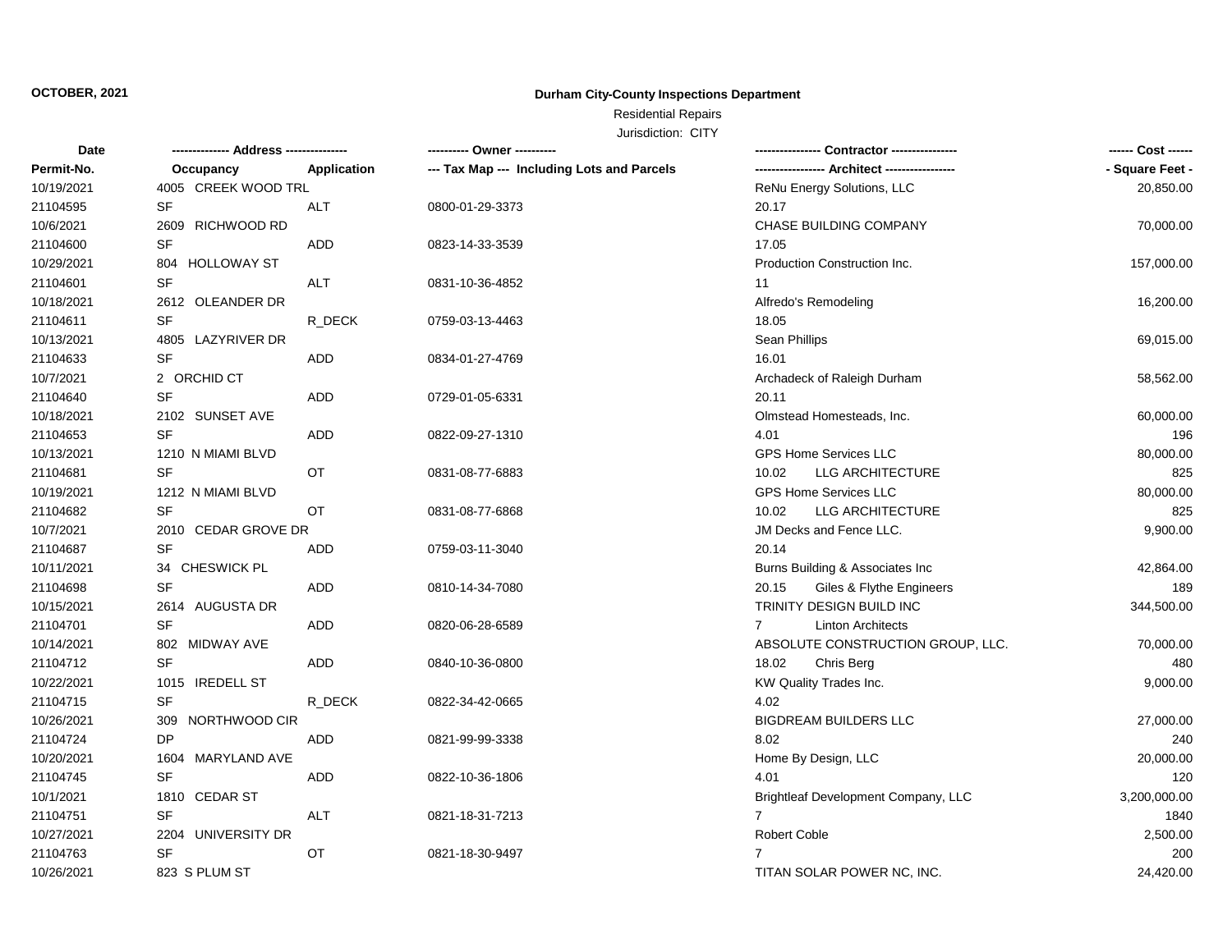**OCTOBER, 2021**

**Durham City-County Inspections Department**

Residential Repairs

Jurisdiction: CITY

| Date / Permit-No. | Address / Occupancy | Application | Owner / Tax Map --- Including Lots and Parcels | Contractor / Architect | Cost / Square Feet |
|---|---|---|---|---|---|
| 10/19/2021 | 4005 CREEK WOOD TRL | | | ReNu Energy Solutions, LLC | 20,850.00 |
| 21104595 | SF | ALT | 0800-01-29-3373 | 20.17 | |
| 10/6/2021 | 2609 RICHWOOD RD | | | CHASE BUILDING COMPANY | 70,000.00 |
| 21104600 | SF | ADD | 0823-14-33-3539 | 17.05 | |
| 10/29/2021 | 804 HOLLOWAY ST | | | Production Construction Inc. | 157,000.00 |
| 21104601 | SF | ALT | 0831-10-36-4852 | 11 | |
| 10/18/2021 | 2612 OLEANDER DR | | | Alfredo's Remodeling | 16,200.00 |
| 21104611 | SF | R_DECK | 0759-03-13-4463 | 18.05 | |
| 10/13/2021 | 4805 LAZYRIVER DR | | | Sean Phillips | 69,015.00 |
| 21104633 | SF | ADD | 0834-01-27-4769 | 16.01 | |
| 10/7/2021 | 2 ORCHID CT | | | Archadeck of Raleigh Durham | 58,562.00 |
| 21104640 | SF | ADD | 0729-01-05-6331 | 20.11 | |
| 10/18/2021 | 2102 SUNSET AVE | | | Olmstead Homesteads, Inc. | 60,000.00 |
| 21104653 | SF | ADD | 0822-09-27-1310 | 4.01 | 196 |
| 10/13/2021 | 1210 N MIAMI BLVD | | | GPS Home Services LLC | 80,000.00 |
| 21104681 | SF | OT | 0831-08-77-6883 | 10.02 LLG ARCHITECTURE | 825 |
| 10/19/2021 | 1212 N MIAMI BLVD | | | GPS Home Services LLC | 80,000.00 |
| 21104682 | SF | OT | 0831-08-77-6868 | 10.02 LLG ARCHITECTURE | 825 |
| 10/7/2021 | 2010 CEDAR GROVE DR | | | JM Decks and Fence LLC. | 9,900.00 |
| 21104687 | SF | ADD | 0759-03-11-3040 | 20.14 | |
| 10/11/2021 | 34 CHESWICK PL | | | Burns Building & Associates Inc | 42,864.00 |
| 21104698 | SF | ADD | 0810-14-34-7080 | 20.15 Giles & Flythe Engineers | 189 |
| 10/15/2021 | 2614 AUGUSTA DR | | | TRINITY DESIGN BUILD INC | 344,500.00 |
| 21104701 | SF | ADD | 0820-06-28-6589 | 7 Linton Architects | |
| 10/14/2021 | 802 MIDWAY AVE | | | ABSOLUTE CONSTRUCTION GROUP, LLC. | 70,000.00 |
| 21104712 | SF | ADD | 0840-10-36-0800 | 18.02 Chris Berg | 480 |
| 10/22/2021 | 1015 IREDELL ST | | | KW Quality Trades Inc. | 9,000.00 |
| 21104715 | SF | R_DECK | 0822-34-42-0665 | 4.02 | |
| 10/26/2021 | 309 NORTHWOOD CIR | | | BIGDREAM BUILDERS LLC | 27,000.00 |
| 21104724 | DP | ADD | 0821-99-99-3338 | 8.02 | 240 |
| 10/20/2021 | 1604 MARYLAND AVE | | | Home By Design, LLC | 20,000.00 |
| 21104745 | SF | ADD | 0822-10-36-1806 | 4.01 | 120 |
| 10/1/2021 | 1810 CEDAR ST | | | Brightleaf Development Company, LLC | 3,200,000.00 |
| 21104751 | SF | ALT | 0821-18-31-7213 | 7 | 1840 |
| 10/27/2021 | 2204 UNIVERSITY DR | | | Robert Coble | 2,500.00 |
| 21104763 | SF | OT | 0821-18-30-9497 | 7 | 200 |
| 10/26/2021 | 823 S PLUM ST | | | TITAN SOLAR POWER NC, INC. | 24,420.00 |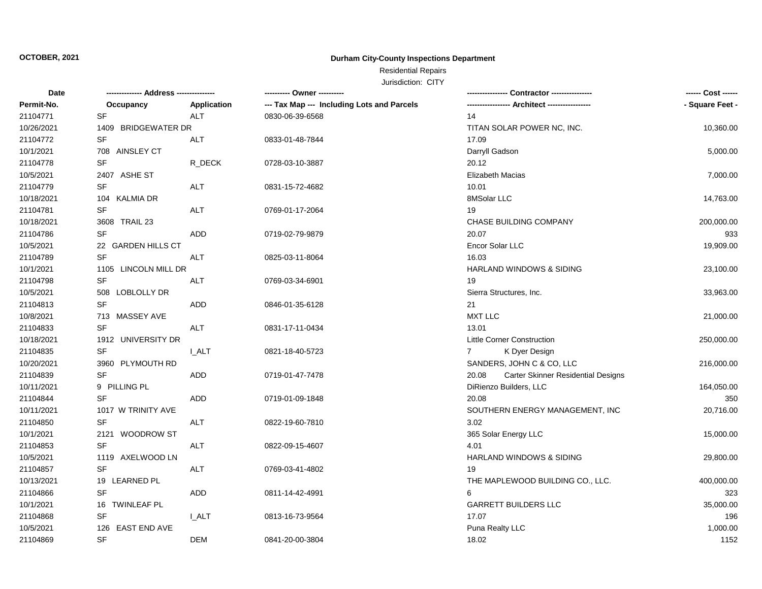**OCTOBER, 2021**

**Durham City-County Inspections Department**

Residential Repairs

Jurisdiction: CITY

| Date / Permit-No. | Address / Occupancy | Application | Owner / Tax Map --- Including Lots and Parcels | Contractor / Architect | Cost / Square Feet |
|---|---|---|---|---|---|
| 21104771 | SF | ALT | 0830-06-39-6568 | 14 | |
| 10/26/2021 | 1409 BRIDGEWATER DR | | | TITAN SOLAR POWER NC, INC. | 10,360.00 |
| 21104772 | SF | ALT | 0833-01-48-7844 | 17.09 | |
| 10/1/2021 | 708 AINSLEY CT | | | Darryll Gadson | 5,000.00 |
| 21104778 | SF | R_DECK | 0728-03-10-3887 | 20.12 | |
| 10/5/2021 | 2407 ASHE ST | | | Elizabeth Macias | 7,000.00 |
| 21104779 | SF | ALT | 0831-15-72-4682 | 10.01 | |
| 10/18/2021 | 104 KALMIA DR | | | 8MSolar LLC | 14,763.00 |
| 21104781 | SF | ALT | 0769-01-17-2064 | 19 | |
| 10/18/2021 | 3608 TRAIL 23 | | | CHASE BUILDING COMPANY | 200,000.00 |
| 21104786 | SF | ADD | 0719-02-79-9879 | 20.07 | 933 |
| 10/5/2021 | 22 GARDEN HILLS CT | | | Encor Solar LLC | 19,909.00 |
| 21104789 | SF | ALT | 0825-03-11-8064 | 16.03 | |
| 10/1/2021 | 1105 LINCOLN MILL DR | | | HARLAND WINDOWS & SIDING | 23,100.00 |
| 21104798 | SF | ALT | 0769-03-34-6901 | 19 | |
| 10/5/2021 | 508 LOBLOLLY DR | | | Sierra Structures, Inc. | 33,963.00 |
| 21104813 | SF | ADD | 0846-01-35-6128 | 21 | |
| 10/8/2021 | 713 MASSEY AVE | | | MXT LLC | 21,000.00 |
| 21104833 | SF | ALT | 0831-17-11-0434 | 13.01 | |
| 10/18/2021 | 1912 UNIVERSITY DR | | | Little Corner Construction | 250,000.00 |
| 21104835 | SF | I_ALT | 0821-18-40-5723 | 7 K Dyer Design | |
| 10/20/2021 | 3960 PLYMOUTH RD | | | SANDERS, JOHN C & CO, LLC | 216,000.00 |
| 21104839 | SF | ADD | 0719-01-47-7478 | 20.08 Carter Skinner Residential Designs | |
| 10/11/2021 | 9 PILLING PL | | | DiRienzo Builders, LLC | 164,050.00 |
| 21104844 | SF | ADD | 0719-01-09-1848 | 20.08 | 350 |
| 10/11/2021 | 1017 W TRINITY AVE | | | SOUTHERN ENERGY MANAGEMENT, INC | 20,716.00 |
| 21104850 | SF | ALT | 0822-19-60-7810 | 3.02 | |
| 10/1/2021 | 2121 WOODROW ST | | | 365 Solar Energy LLC | 15,000.00 |
| 21104853 | SF | ALT | 0822-09-15-4607 | 4.01 | |
| 10/5/2021 | 1119 AXELWOOD LN | | | HARLAND WINDOWS & SIDING | 29,800.00 |
| 21104857 | SF | ALT | 0769-03-41-4802 | 19 | |
| 10/13/2021 | 19 LEARNED PL | | | THE MAPLEWOOD BUILDING CO., LLC. | 400,000.00 |
| 21104866 | SF | ADD | 0811-14-42-4991 | 6 | 323 |
| 10/1/2021 | 16 TWINLEAF PL | | | GARRETT BUILDERS LLC | 35,000.00 |
| 21104868 | SF | I_ALT | 0813-16-73-9564 | 17.07 | 196 |
| 10/5/2021 | 126 EAST END AVE | | | Puna Realty LLC | 1,000.00 |
| 21104869 | SF | DEM | 0841-20-00-3804 | 18.02 | 1152 |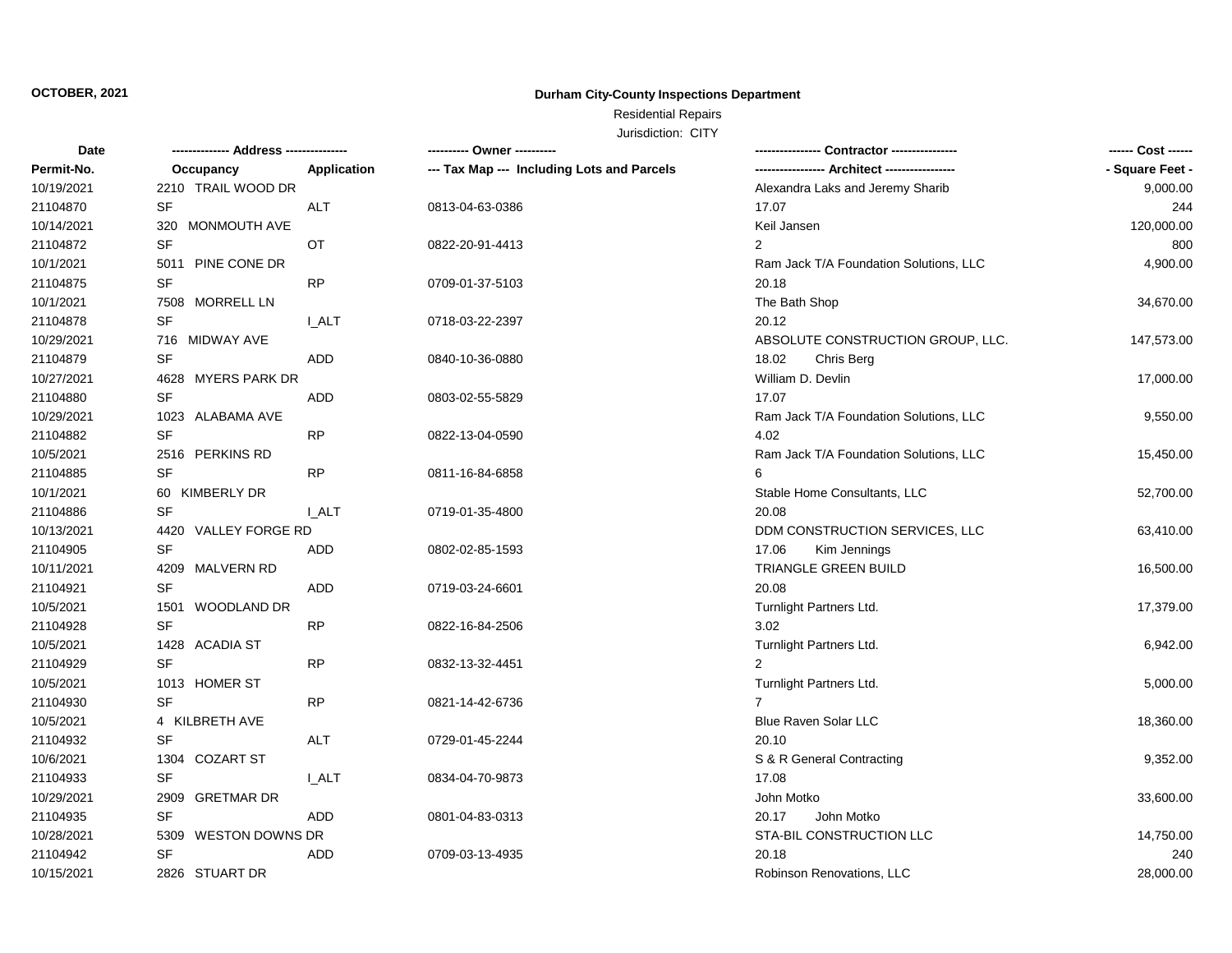**OCTOBER, 2021**

# Durham City-County Inspections Department

Residential Repairs

Jurisdiction: CITY

| Date | -------------- Address -------------- | | ---------- Owner ---------- | ---------------- Contractor ---------------- | ------ Cost ------ |
|---|---|---|---|---|---|
| Permit-No. | Occupancy | Application | --- Tax Map --- Including Lots and Parcels | ----------------- Architect ----------------- | - Square Feet - |
| 10/19/2021 | 2210 TRAIL WOOD DR | | | Alexandra Laks and Jeremy Sharib | 9,000.00 |
| 21104870 | SF | ALT | 0813-04-63-0386 | 17.07 | 244 |
| 10/14/2021 | 320 MONMOUTH AVE | | | Keil Jansen | 120,000.00 |
| 21104872 | SF | OT | 0822-20-91-4413 | 2 | 800 |
| 10/1/2021 | 5011 PINE CONE DR | | | Ram Jack T/A Foundation Solutions, LLC | 4,900.00 |
| 21104875 | SF | RP | 0709-01-37-5103 | 20.18 | |
| 10/1/2021 | 7508 MORRELL LN | | | The Bath Shop | 34,670.00 |
| 21104878 | SF | I_ALT | 0718-03-22-2397 | 20.12 | |
| 10/29/2021 | 716 MIDWAY AVE | | | ABSOLUTE CONSTRUCTION GROUP, LLC. | 147,573.00 |
| 21104879 | SF | ADD | 0840-10-36-0880 | 18.02 Chris Berg | |
| 10/27/2021 | 4628 MYERS PARK DR | | | William D. Devlin | 17,000.00 |
| 21104880 | SF | ADD | 0803-02-55-5829 | 17.07 | |
| 10/29/2021 | 1023 ALABAMA AVE | | | Ram Jack T/A Foundation Solutions, LLC | 9,550.00 |
| 21104882 | SF | RP | 0822-13-04-0590 | 4.02 | |
| 10/5/2021 | 2516 PERKINS RD | | | Ram Jack T/A Foundation Solutions, LLC | 15,450.00 |
| 21104885 | SF | RP | 0811-16-84-6858 | 6 | |
| 10/1/2021 | 60 KIMBERLY DR | | | Stable Home Consultants, LLC | 52,700.00 |
| 21104886 | SF | I_ALT | 0719-01-35-4800 | 20.08 | |
| 10/13/2021 | 4420 VALLEY FORGE RD | | | DDM CONSTRUCTION SERVICES, LLC | 63,410.00 |
| 21104905 | SF | ADD | 0802-02-85-1593 | 17.06 Kim Jennings | |
| 10/11/2021 | 4209 MALVERN RD | | | TRIANGLE GREEN BUILD | 16,500.00 |
| 21104921 | SF | ADD | 0719-03-24-6601 | 20.08 | |
| 10/5/2021 | 1501 WOODLAND DR | | | Turnlight Partners Ltd. | 17,379.00 |
| 21104928 | SF | RP | 0822-16-84-2506 | 3.02 | |
| 10/5/2021 | 1428 ACADIA ST | | | Turnlight Partners Ltd. | 6,942.00 |
| 21104929 | SF | RP | 0832-13-32-4451 | 2 | |
| 10/5/2021 | 1013 HOMER ST | | | Turnlight Partners Ltd. | 5,000.00 |
| 21104930 | SF | RP | 0821-14-42-6736 | 7 | |
| 10/5/2021 | 4 KILBRETH AVE | | | Blue Raven Solar LLC | 18,360.00 |
| 21104932 | SF | ALT | 0729-01-45-2244 | 20.10 | |
| 10/6/2021 | 1304 COZART ST | | | S & R General Contracting | 9,352.00 |
| 21104933 | SF | I_ALT | 0834-04-70-9873 | 17.08 | |
| 10/29/2021 | 2909 GRETMAR DR | | | John Motko | 33,600.00 |
| 21104935 | SF | ADD | 0801-04-83-0313 | 20.17 John Motko | |
| 10/28/2021 | 5309 WESTON DOWNS DR | | | STA-BIL CONSTRUCTION LLC | 14,750.00 |
| 21104942 | SF | ADD | 0709-03-13-4935 | 20.18 | 240 |
| 10/15/2021 | 2826 STUART DR | | | Robinson Renovations, LLC | 28,000.00 |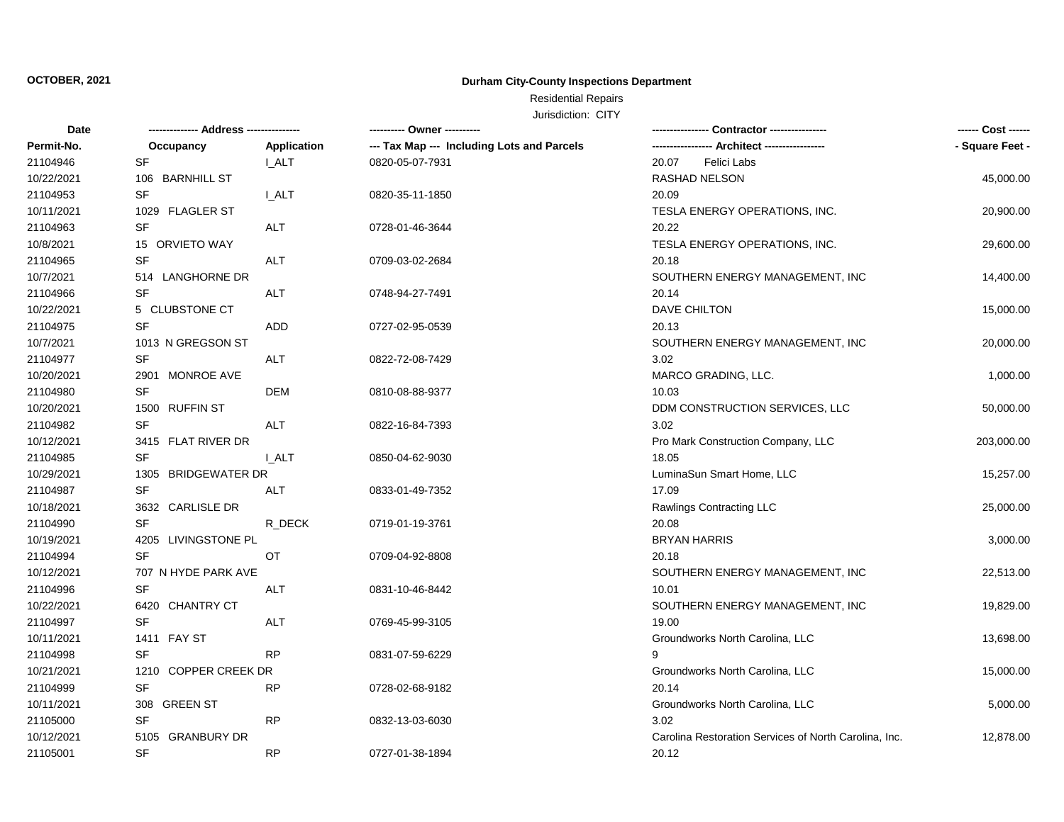**OCTOBER, 2021**

## Durham City-County Inspections Department

Residential Repairs

Jurisdiction: CITY

| Date / Permit-No. | Address / Occupancy | Application | Owner / Tax Map --- Including Lots and Parcels | Contractor / Architect | Cost / Square Feet |
|---|---|---|---|---|---|
| 21104946 | SF | I_ALT | 0820-05-07-7931 | 20.07 Felici Labs | |
| 10/22/2021 | 106 BARNHILL ST | | | RASHAD NELSON | 45,000.00 |
| 21104953 | SF | I_ALT | 0820-35-11-1850 | 20.09 | |
| 10/11/2021 | 1029 FLAGLER ST | | | TESLA ENERGY OPERATIONS, INC. | 20,900.00 |
| 21104963 | SF | ALT | 0728-01-46-3644 | 20.22 | |
| 10/8/2021 | 15 ORVIETO WAY | | | TESLA ENERGY OPERATIONS, INC. | 29,600.00 |
| 21104965 | SF | ALT | 0709-03-02-2684 | 20.18 | |
| 10/7/2021 | 514 LANGHORNE DR | | | SOUTHERN ENERGY MANAGEMENT, INC | 14,400.00 |
| 21104966 | SF | ALT | 0748-94-27-7491 | 20.14 | |
| 10/22/2021 | 5 CLUBSTONE CT | | | DAVE CHILTON | 15,000.00 |
| 21104975 | SF | ADD | 0727-02-95-0539 | 20.13 | |
| 10/7/2021 | 1013 N GREGSON ST | | | SOUTHERN ENERGY MANAGEMENT, INC | 20,000.00 |
| 21104977 | SF | ALT | 0822-72-08-7429 | 3.02 | |
| 10/20/2021 | 2901 MONROE AVE | | | MARCO GRADING, LLC. | 1,000.00 |
| 21104980 | SF | DEM | 0810-08-88-9377 | 10.03 | |
| 10/20/2021 | 1500 RUFFIN ST | | | DDM CONSTRUCTION SERVICES, LLC | 50,000.00 |
| 21104982 | SF | ALT | 0822-16-84-7393 | 3.02 | |
| 10/12/2021 | 3415 FLAT RIVER DR | | | Pro Mark Construction Company, LLC | 203,000.00 |
| 21104985 | SF | I_ALT | 0850-04-62-9030 | 18.05 | |
| 10/29/2021 | 1305 BRIDGEWATER DR | | | LuminaSun Smart Home, LLC | 15,257.00 |
| 21104987 | SF | ALT | 0833-01-49-7352 | 17.09 | |
| 10/18/2021 | 3632 CARLISLE DR | | | Rawlings Contracting LLC | 25,000.00 |
| 21104990 | SF | R_DECK | 0719-01-19-3761 | 20.08 | |
| 10/19/2021 | 4205 LIVINGSTONE PL | | | BRYAN HARRIS | 3,000.00 |
| 21104994 | SF | OT | 0709-04-92-8808 | 20.18 | |
| 10/12/2021 | 707 N HYDE PARK AVE | | | SOUTHERN ENERGY MANAGEMENT, INC | 22,513.00 |
| 21104996 | SF | ALT | 0831-10-46-8442 | 10.01 | |
| 10/22/2021 | 6420 CHANTRY CT | | | SOUTHERN ENERGY MANAGEMENT, INC | 19,829.00 |
| 21104997 | SF | ALT | 0769-45-99-3105 | 19.00 | |
| 10/11/2021 | 1411 FAY ST | | | Groundworks North Carolina, LLC | 13,698.00 |
| 21104998 | SF | RP | 0831-07-59-6229 | 9 | |
| 10/21/2021 | 1210 COPPER CREEK DR | | | Groundworks North Carolina, LLC | 15,000.00 |
| 21104999 | SF | RP | 0728-02-68-9182 | 20.14 | |
| 10/11/2021 | 308 GREEN ST | | | Groundworks North Carolina, LLC | 5,000.00 |
| 21105000 | SF | RP | 0832-13-03-6030 | 3.02 | |
| 10/12/2021 | 5105 GRANBURY DR | | | Carolina Restoration Services of North Carolina, Inc. | 12,878.00 |
| 21105001 | SF | RP | 0727-01-38-1894 | 20.12 | |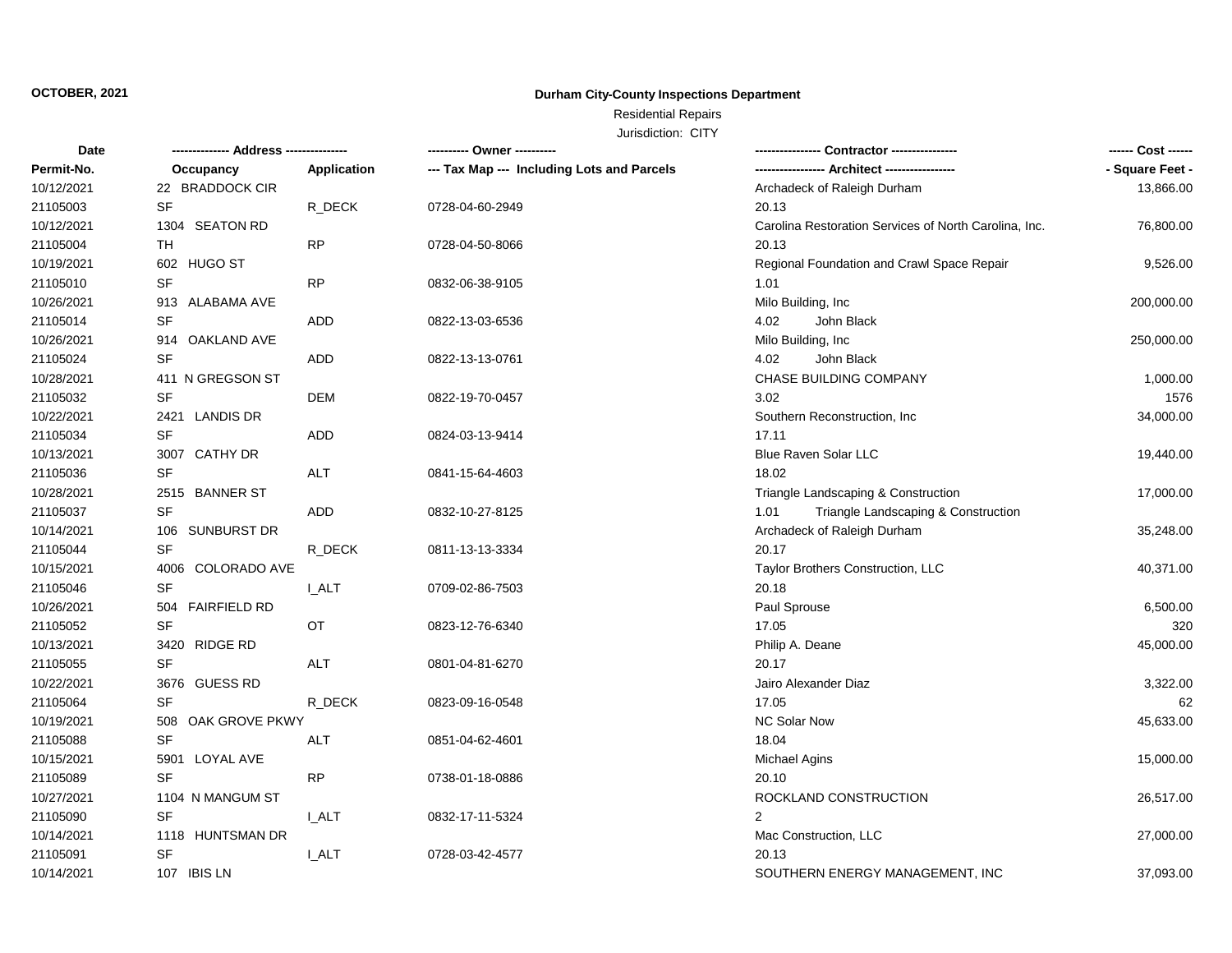**OCTOBER, 2021**

**Durham City-County Inspections Department**

Residential Repairs

Jurisdiction: CITY

| Date | -------------- Address -------------- | | ---------- Owner ---------- | ---------------- Contractor ---------------- | ------ Cost ------ |
|---|---|---|---|---|---|
| Permit-No. | Occupancy | Application | --- Tax Map --- Including Lots and Parcels | ----------------- Architect ----------------- | - Square Feet - |
| 10/12/2021 | 22 BRADDOCK CIR | | | Archadeck of Raleigh Durham | 13,866.00 |
| 21105003 | SF | R_DECK | 0728-04-60-2949 | 20.13 | |
| 10/12/2021 | 1304 SEATON RD | | | Carolina Restoration Services of North Carolina, Inc. | 76,800.00 |
| 21105004 | TH | RP | 0728-04-50-8066 | 20.13 | |
| 10/19/2021 | 602 HUGO ST | | | Regional Foundation and Crawl Space Repair | 9,526.00 |
| 21105010 | SF | RP | 0832-06-38-9105 | 1.01 | |
| 10/26/2021 | 913 ALABAMA AVE | | | Milo Building, Inc | 200,000.00 |
| 21105014 | SF | ADD | 0822-13-03-6536 | 4.02 John Black | |
| 10/26/2021 | 914 OAKLAND AVE | | | Milo Building, Inc | 250,000.00 |
| 21105024 | SF | ADD | 0822-13-13-0761 | 4.02 John Black | |
| 10/28/2021 | 411 N GREGSON ST | | | CHASE BUILDING COMPANY | 1,000.00 |
| 21105032 | SF | DEM | 0822-19-70-0457 | 3.02 | 1576 |
| 10/22/2021 | 2421 LANDIS DR | | | Southern Reconstruction, Inc | 34,000.00 |
| 21105034 | SF | ADD | 0824-03-13-9414 | 17.11 | |
| 10/13/2021 | 3007 CATHY DR | | | Blue Raven Solar LLC | 19,440.00 |
| 21105036 | SF | ALT | 0841-15-64-4603 | 18.02 | |
| 10/28/2021 | 2515 BANNER ST | | | Triangle Landscaping & Construction | 17,000.00 |
| 21105037 | SF | ADD | 0832-10-27-8125 | 1.01 Triangle Landscaping & Construction | |
| 10/14/2021 | 106 SUNBURST DR | | | Archadeck of Raleigh Durham | 35,248.00 |
| 21105044 | SF | R_DECK | 0811-13-13-3334 | 20.17 | |
| 10/15/2021 | 4006 COLORADO AVE | | | Taylor Brothers Construction, LLC | 40,371.00 |
| 21105046 | SF | I_ALT | 0709-02-86-7503 | 20.18 | |
| 10/26/2021 | 504 FAIRFIELD RD | | | Paul Sprouse | 6,500.00 |
| 21105052 | SF | OT | 0823-12-76-6340 | 17.05 | 320 |
| 10/13/2021 | 3420 RIDGE RD | | | Philip A. Deane | 45,000.00 |
| 21105055 | SF | ALT | 0801-04-81-6270 | 20.17 | |
| 10/22/2021 | 3676 GUESS RD | | | Jairo Alexander Diaz | 3,322.00 |
| 21105064 | SF | R_DECK | 0823-09-16-0548 | 17.05 | 62 |
| 10/19/2021 | 508 OAK GROVE PKWY | | | NC Solar Now | 45,633.00 |
| 21105088 | SF | ALT | 0851-04-62-4601 | 18.04 | |
| 10/15/2021 | 5901 LOYAL AVE | | | Michael Agins | 15,000.00 |
| 21105089 | SF | RP | 0738-01-18-0886 | 20.10 | |
| 10/27/2021 | 1104 N MANGUM ST | | | ROCKLAND CONSTRUCTION | 26,517.00 |
| 21105090 | SF | I_ALT | 0832-17-11-5324 | 2 | |
| 10/14/2021 | 1118 HUNTSMAN DR | | | Mac Construction, LLC | 27,000.00 |
| 21105091 | SF | I_ALT | 0728-03-42-4577 | 20.13 | |
| 10/14/2021 | 107 IBIS LN | | | SOUTHERN ENERGY MANAGEMENT, INC | 37,093.00 |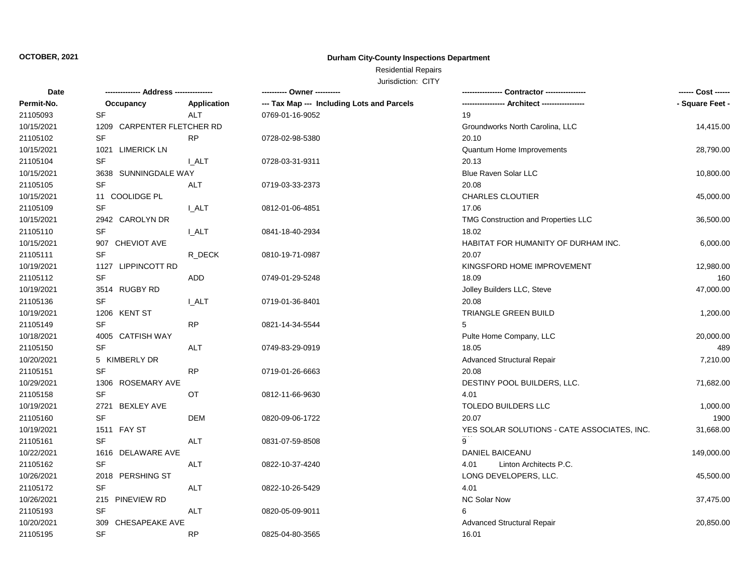**OCTOBER, 2021**

# Durham City-County Inspections Department

Residential Repairs

Jurisdiction: CITY

| Date<br>Permit-No. | Address<br>Occupancy | <br>Application | Owner<br>Tax Map --- Including Lots and Parcels | Contractor<br>Architect | Cost<br>Square Feet |
|---|---|---|---|---|---|
| 21105093 | SF | ALT | 0769-01-16-9052 | 19 | |
| 10/15/2021 | 1209 CARPENTER FLETCHER RD | | | Groundworks North Carolina, LLC | 14,415.00 |
| 21105102 | SF | RP | 0728-02-98-5380 | 20.10 | |
| 10/15/2021 | 1021 LIMERICK LN | | | Quantum Home Improvements | 28,790.00 |
| 21105104 | SF | I_ALT | 0728-03-31-9311 | 20.13 | |
| 10/15/2021 | 3638 SUNNINGDALE WAY | | | Blue Raven Solar LLC | 10,800.00 |
| 21105105 | SF | ALT | 0719-03-33-2373 | 20.08 | |
| 10/15/2021 | 11 COOLIDGE PL | | | CHARLES CLOUTIER | 45,000.00 |
| 21105109 | SF | I_ALT | 0812-01-06-4851 | 17.06 | |
| 10/15/2021 | 2942 CAROLYN DR | | | TMG Construction and Properties LLC | 36,500.00 |
| 21105110 | SF | I_ALT | 0841-18-40-2934 | 18.02 | |
| 10/15/2021 | 907 CHEVIOT AVE | | | HABITAT FOR HUMANITY OF DURHAM INC. | 6,000.00 |
| 21105111 | SF | R_DECK | 0810-19-71-0987 | 20.07 | |
| 10/19/2021 | 1127 LIPPINCOTT RD | | | KINGSFORD HOME IMPROVEMENT | 12,980.00 |
| 21105112 | SF | ADD | 0749-01-29-5248 | 18.09 | 160 |
| 10/19/2021 | 3514 RUGBY RD | | | Jolley Builders LLC, Steve | 47,000.00 |
| 21105136 | SF | I_ALT | 0719-01-36-8401 | 20.08 | |
| 10/19/2021 | 1206 KENT ST | | | TRIANGLE GREEN BUILD | 1,200.00 |
| 21105149 | SF | RP | 0821-14-34-5544 | 5 | |
| 10/18/2021 | 4005 CATFISH WAY | | | Pulte Home Company, LLC | 20,000.00 |
| 21105150 | SF | ALT | 0749-83-29-0919 | 18.05 | 489 |
| 10/20/2021 | 5 KIMBERLY DR | | | Advanced Structural Repair | 7,210.00 |
| 21105151 | SF | RP | 0719-01-26-6663 | 20.08 | |
| 10/29/2021 | 1306 ROSEMARY AVE | | | DESTINY POOL BUILDERS, LLC. | 71,682.00 |
| 21105158 | SF | OT | 0812-11-66-9630 | 4.01 | |
| 10/19/2021 | 2721 BEXLEY AVE | | | TOLEDO BUILDERS LLC | 1,000.00 |
| 21105160 | SF | DEM | 0820-09-06-1722 | 20.07 | 1900 |
| 10/19/2021 | 1511 FAY ST | | | YES SOLAR SOLUTIONS - CATE ASSOCIATES, INC. | 31,668.00 |
| 21105161 | SF | ALT | 0831-07-59-8508 | 9 | |
| 10/22/2021 | 1616 DELAWARE AVE | | | DANIEL BAICEANU | 149,000.00 |
| 21105162 | SF | ALT | 0822-10-37-4240 | 4.01 Linton Architects P.C. | |
| 10/26/2021 | 2018 PERSHING ST | | | LONG DEVELOPERS, LLC. | 45,500.00 |
| 21105172 | SF | ALT | 0822-10-26-5429 | 4.01 | |
| 10/26/2021 | 215 PINEVIEW RD | | | NC Solar Now | 37,475.00 |
| 21105193 | SF | ALT | 0820-05-09-9011 | 6 | |
| 10/20/2021 | 309 CHESAPEAKE AVE | | | Advanced Structural Repair | 20,850.00 |
| 21105195 | SF | RP | 0825-04-80-3565 | 16.01 | |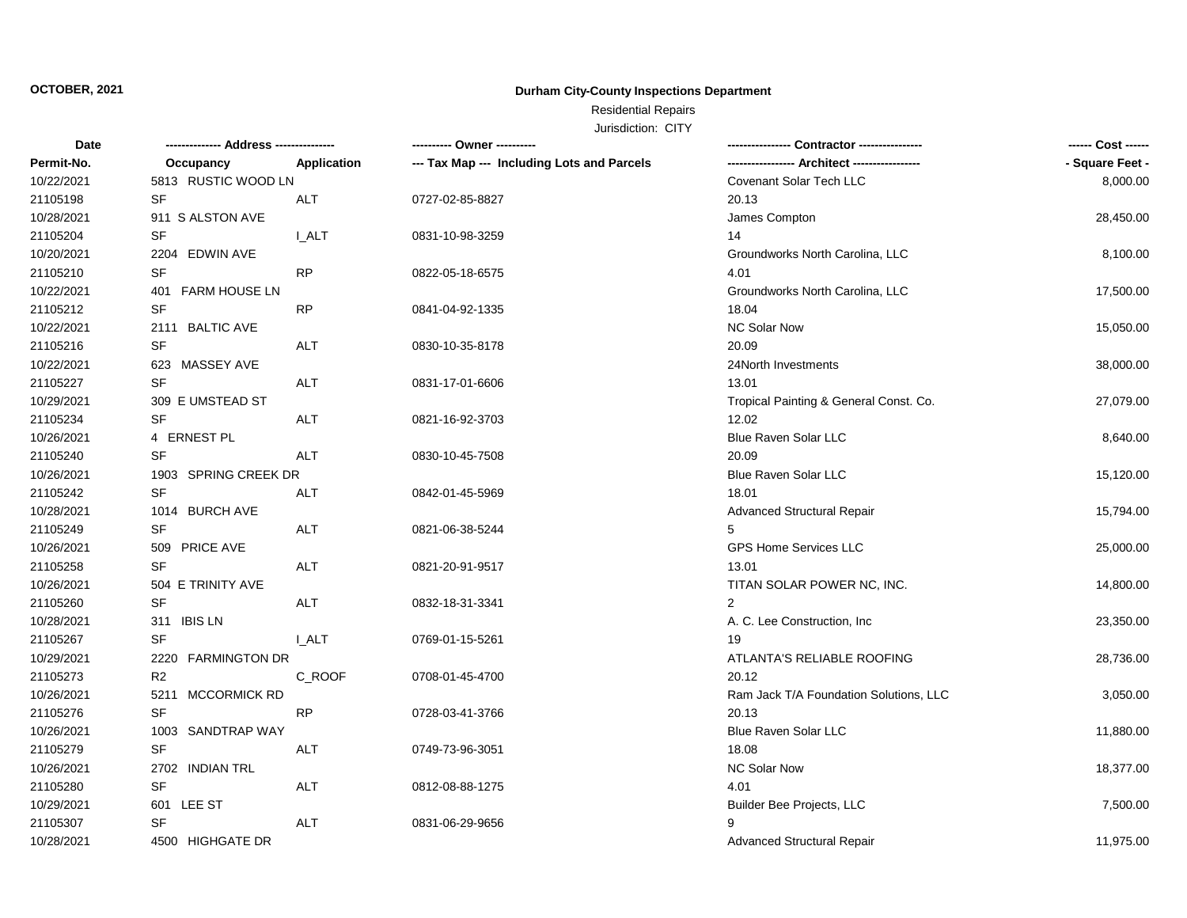**OCTOBER, 2021**

## Durham City-County Inspections Department

Residential Repairs

Jurisdiction: CITY

| Date / Permit-No. | Address / Occupancy | Application | Owner / Tax Map --- Including Lots and Parcels | Contractor / Architect | Cost / Square Feet |
|---|---|---|---|---|---|
| 10/22/2021 | 5813 RUSTIC WOOD LN | | | Covenant Solar Tech LLC | 8,000.00 |
| 21105198 | SF | ALT | 0727-02-85-8827 | 20.13 | |
| 10/28/2021 | 911 S ALSTON AVE | | | James Compton | 28,450.00 |
| 21105204 | SF | I_ALT | 0831-10-98-3259 | 14 | |
| 10/20/2021 | 2204 EDWIN AVE | | | Groundworks North Carolina, LLC | 8,100.00 |
| 21105210 | SF | RP | 0822-05-18-6575 | 4.01 | |
| 10/22/2021 | 401 FARM HOUSE LN | | | Groundworks North Carolina, LLC | 17,500.00 |
| 21105212 | SF | RP | 0841-04-92-1335 | 18.04 | |
| 10/22/2021 | 2111 BALTIC AVE | | | NC Solar Now | 15,050.00 |
| 21105216 | SF | ALT | 0830-10-35-8178 | 20.09 | |
| 10/22/2021 | 623 MASSEY AVE | | | 24North Investments | 38,000.00 |
| 21105227 | SF | ALT | 0831-17-01-6606 | 13.01 | |
| 10/29/2021 | 309 E UMSTEAD ST | | | Tropical Painting & General Const. Co. | 27,079.00 |
| 21105234 | SF | ALT | 0821-16-92-3703 | 12.02 | |
| 10/26/2021 | 4 ERNEST PL | | | Blue Raven Solar LLC | 8,640.00 |
| 21105240 | SF | ALT | 0830-10-45-7508 | 20.09 | |
| 10/26/2021 | 1903 SPRING CREEK DR | | | Blue Raven Solar LLC | 15,120.00 |
| 21105242 | SF | ALT | 0842-01-45-5969 | 18.01 | |
| 10/28/2021 | 1014 BURCH AVE | | | Advanced Structural Repair | 15,794.00 |
| 21105249 | SF | ALT | 0821-06-38-5244 | 5 | |
| 10/26/2021 | 509 PRICE AVE | | | GPS Home Services LLC | 25,000.00 |
| 21105258 | SF | ALT | 0821-20-91-9517 | 13.01 | |
| 10/26/2021 | 504 E TRINITY AVE | | | TITAN SOLAR POWER NC, INC. | 14,800.00 |
| 21105260 | SF | ALT | 0832-18-31-3341 | 2 | |
| 10/28/2021 | 311 IBIS LN | | | A. C. Lee Construction, Inc | 23,350.00 |
| 21105267 | SF | I_ALT | 0769-01-15-5261 | 19 | |
| 10/29/2021 | 2220 FARMINGTON DR | | | ATLANTA'S RELIABLE ROOFING | 28,736.00 |
| 21105273 | R2 | C_ROOF | 0708-01-45-4700 | 20.12 | |
| 10/26/2021 | 5211 MCCORMICK RD | | | Ram Jack T/A Foundation Solutions, LLC | 3,050.00 |
| 21105276 | SF | RP | 0728-03-41-3766 | 20.13 | |
| 10/26/2021 | 1003 SANDTRAP WAY | | | Blue Raven Solar LLC | 11,880.00 |
| 21105279 | SF | ALT | 0749-73-96-3051 | 18.08 | |
| 10/26/2021 | 2702 INDIAN TRL | | | NC Solar Now | 18,377.00 |
| 21105280 | SF | ALT | 0812-08-88-1275 | 4.01 | |
| 10/29/2021 | 601 LEE ST | | | Builder Bee Projects, LLC | 7,500.00 |
| 21105307 | SF | ALT | 0831-06-29-9656 | 9 | |
| 10/28/2021 | 4500 HIGHGATE DR | | | Advanced Structural Repair | 11,975.00 |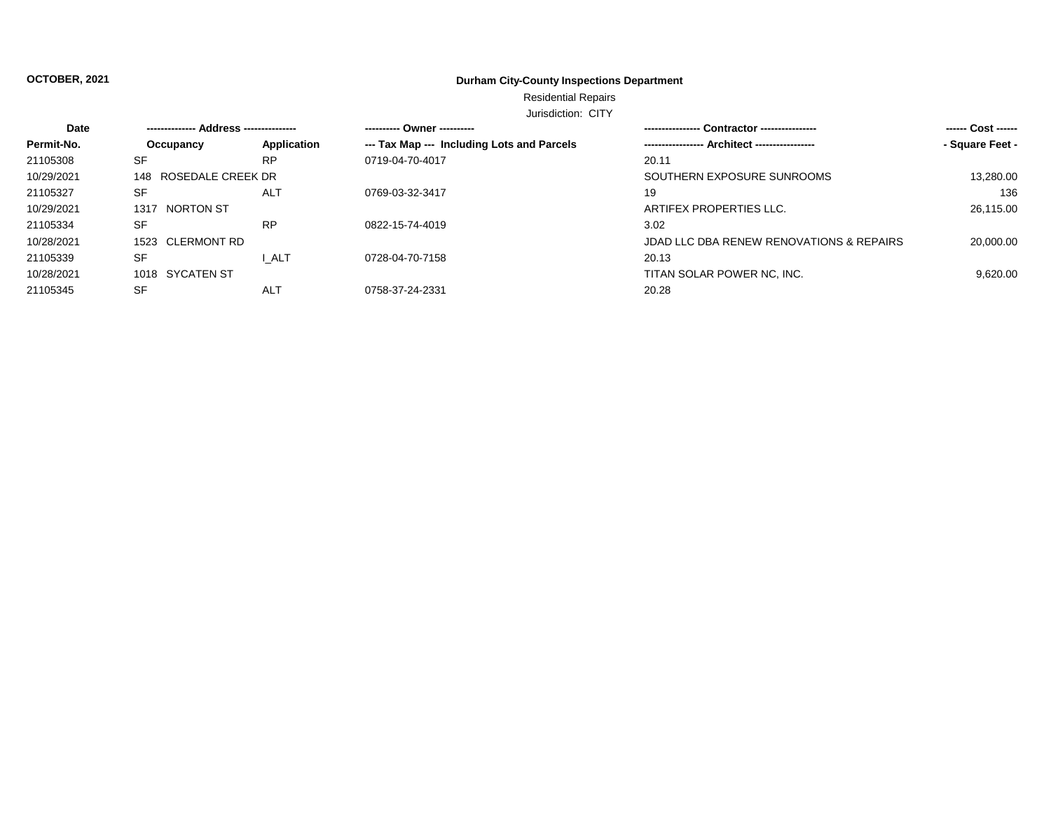**OCTOBER, 2021**

**Durham City-County Inspections Department**

Residential Repairs

Jurisdiction: CITY

| Date | -------------- Address --------------- | | ---------- Owner ---------- | ---------------- Contractor ---------------- | ------ Cost ------ |
|---|---|---|---|---|---|
| **Permit-No.** | **Occupancy** | **Application** | **--- Tax Map --- Including Lots and Parcels** | **----------------- Architect -----------------** | **- Square Feet -** |
| 21105308 | SF | RP | 0719-04-70-4017 | 20.11 | |
| 10/29/2021 | 148 ROSEDALE CREEK DR | | | SOUTHERN EXPOSURE SUNROOMS | 13,280.00 |
| 21105327 | SF | ALT | 0769-03-32-3417 | 19 | 136 |
| 10/29/2021 | 1317 NORTON ST | | | ARTIFEX PROPERTIES LLC. | 26,115.00 |
| 21105334 | SF | RP | 0822-15-74-4019 | 3.02 | |
| 10/28/2021 | 1523 CLERMONT RD | | | JDAD LLC DBA RENEW RENOVATIONS & REPAIRS | 20,000.00 |
| 21105339 | SF | I_ALT | 0728-04-70-7158 | 20.13 | |
| 10/28/2021 | 1018 SYCATEN ST | | | TITAN SOLAR POWER NC, INC. | 9,620.00 |
| 21105345 | SF | ALT | 0758-37-24-2331 | 20.28 | |